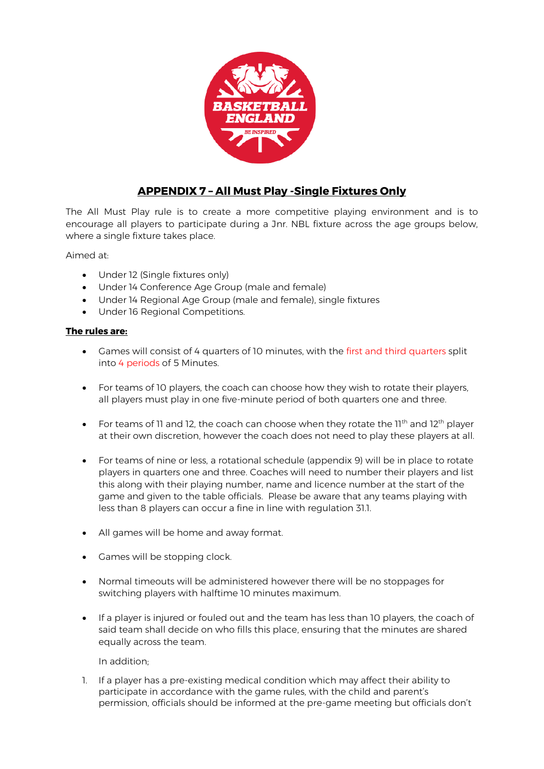## APPENDIX 7 – All Must Play -Single Fixtures Only

The All Must Play rule is to create a more competitive playing environment and is to encourage all players to participate during a Jnr. NBL fixture across the age groups below, where a single fixture takes place.

Aimed at:

- Under 12 (Single fixtures only)
- Under 14 Conference Age Group (male and female)
- Under 14 Regional Age Group (male and female), single fixtures
- Under 16 Regional Competitions.

**The rules are:**

- Games will consist of 4 quarters of 10 minutes, with the first and third quarters split into 4 periods of 5 Minutes.

- For teams of 10 players, the coach can choose how they wish to rotate their players, all players must play in one five-minute period of both quarters one and three.

- For teams of 11 and 12, the coach can choose when they rotate the 11th and 12th player at their own discretion, however the coach does not need to play these players at all.

- For teams of nine or less, a rotational schedule (appendix 9) will be in place to rotate players in quarters one and three. Coaches will need to number their players and list this along with their playing number, name and licence number at the start of the game and given to the table officials. Please be aware that any teams playing with less than 8 players can occur a fine in line with regulation 31.1.

- All games will be home and away format.

- Games will be stopping clock.

- Normal timeouts will be administered however there will be no stoppages for switching players with halftime 10 minutes maximum.

- If a player is injured or fouled out and the team has less than 10 players, the coach of said team shall decide on who fills this place, ensuring that the minutes are shared equally across the team.

  In addition;

1. If a player has a pre-existing medical condition which may affect their ability to participate in accordance with the game rules, with the child and parent's permission, officials should be informed at the pre-game meeting but officials don't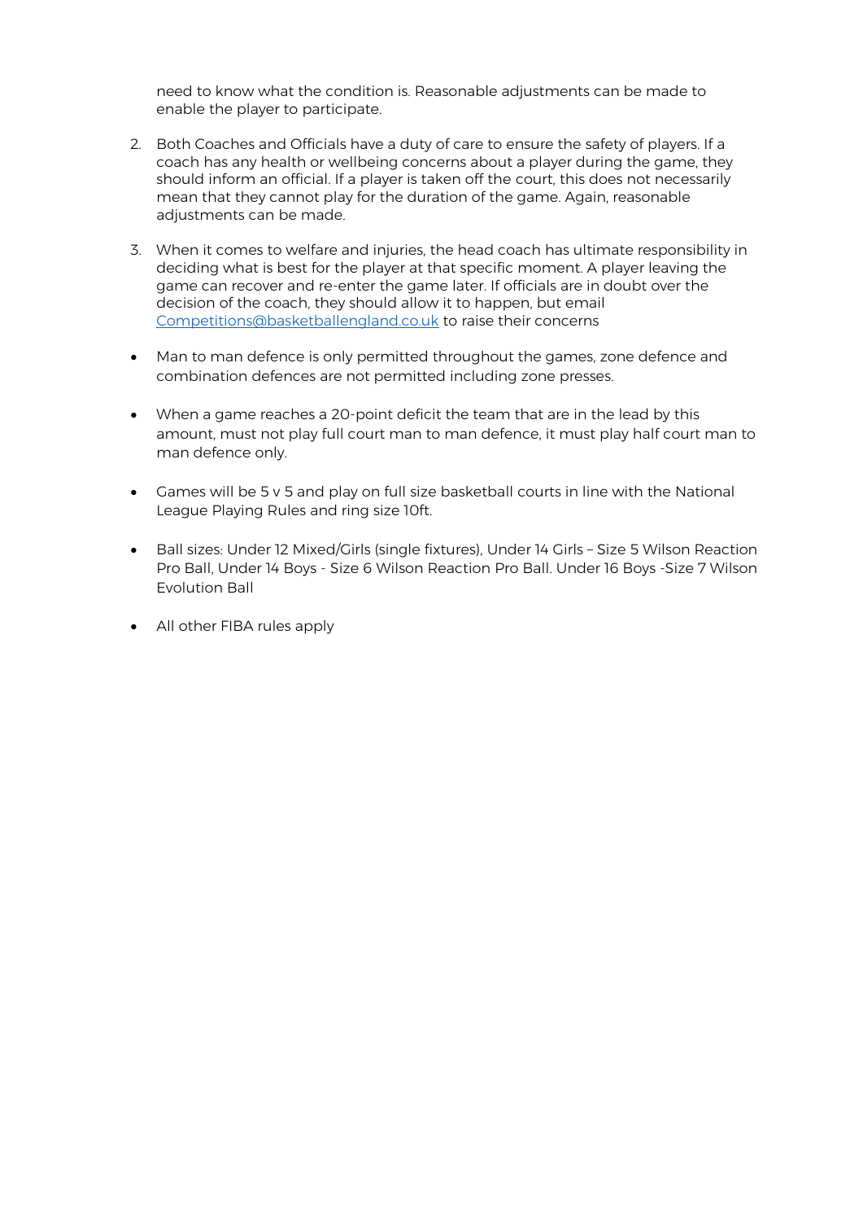need to know what the condition is. Reasonable adjustments can be made to enable the player to participate.

2. Both Coaches and Officials have a duty of care to ensure the safety of players. If a coach has any health or wellbeing concerns about a player during the game, they should inform an official. If a player is taken off the court, this does not necessarily mean that they cannot play for the duration of the game. Again, reasonable adjustments can be made.

3. When it comes to welfare and injuries, the head coach has ultimate responsibility in deciding what is best for the player at that specific moment. A player leaving the game can recover and re-enter the game later. If officials are in doubt over the decision of the coach, they should allow it to happen, but email [Competitions@basketballengland.co.uk](mailto:Competitions@basketballengland.co.uk) to raise their concerns

- Man to man defence is only permitted throughout the games, zone defence and combination defences are not permitted including zone presses.

- When a game reaches a 20-point deficit the team that are in the lead by this amount, must not play full court man to man defence, it must play half court man to man defence only.

- Games will be 5 v 5 and play on full size basketball courts in line with the National League Playing Rules and ring size 10ft.

- Ball sizes: Under 12 Mixed/Girls (single fixtures), Under 14 Girls – Size 5 Wilson Reaction Pro Ball, Under 14 Boys - Size 6 Wilson Reaction Pro Ball. Under 16 Boys -Size 7 Wilson Evolution Ball

- All other FIBA rules apply